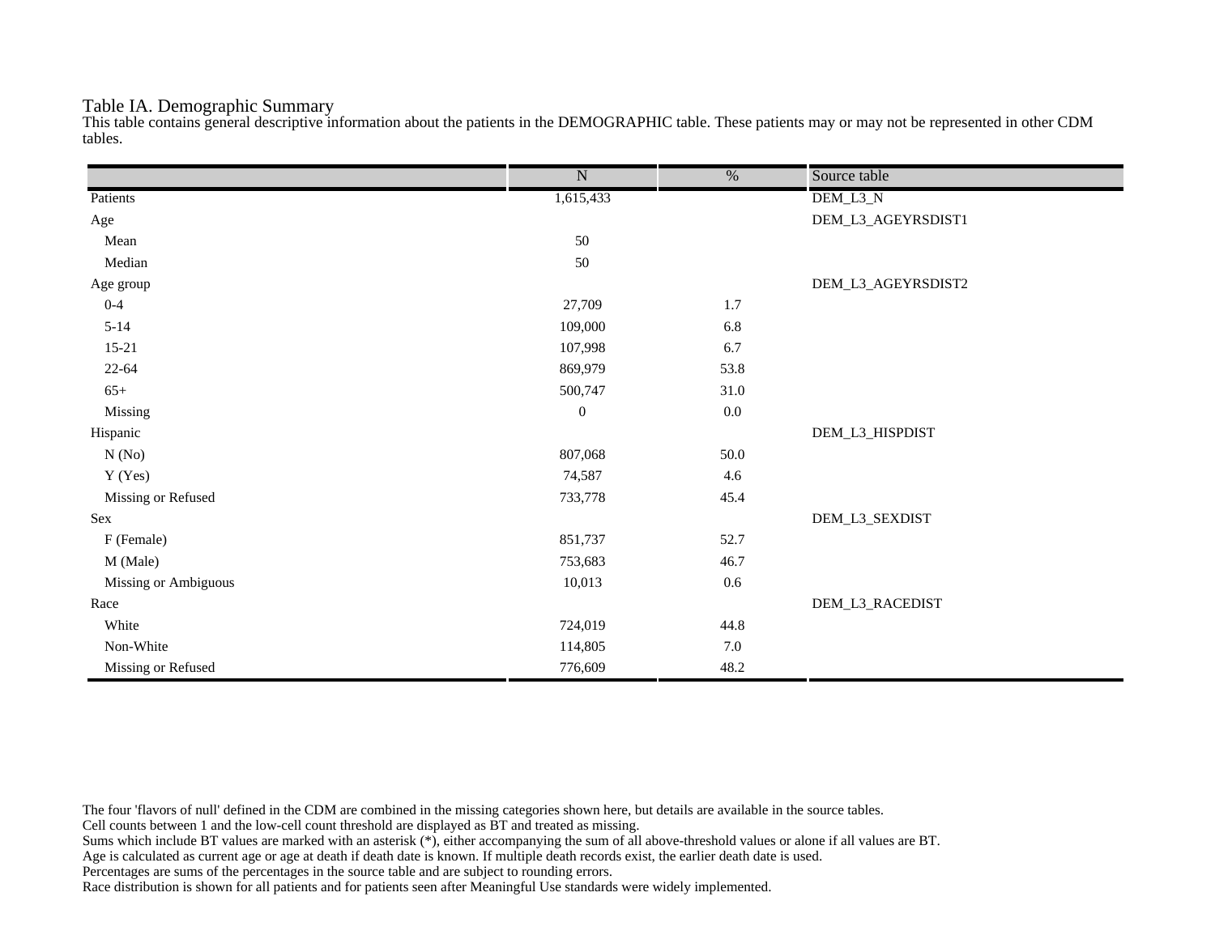# Table IA. Demographic Summary

This table contains general descriptive information about the patients in the DEMOGRAPHIC table. These patients may or may not be represented in other CDM tables.

| | N | % | Source table |
|---|---|---|---|
| Patients | 1,615,433 | | DEM_L3_N |
| Age | | | DEM_L3_AGEYRSDIST1 |
| Mean | 50 | | |
| Median | 50 | | |
| Age group | | | DEM_L3_AGEYRSDIST2 |
| 0-4 | 27,709 | 1.7 | |
| 5-14 | 109,000 | 6.8 | |
| 15-21 | 107,998 | 6.7 | |
| 22-64 | 869,979 | 53.8 | |
| 65+ | 500,747 | 31.0 | |
| Missing | 0 | 0.0 | |
| Hispanic | | | DEM_L3_HISPDIST |
| N (No) | 807,068 | 50.0 | |
| Y (Yes) | 74,587 | 4.6 | |
| Missing or Refused | 733,778 | 45.4 | |
| Sex | | | DEM_L3_SEXDIST |
| F (Female) | 851,737 | 52.7 | |
| M (Male) | 753,683 | 46.7 | |
| Missing or Ambiguous | 10,013 | 0.6 | |
| Race | | | DEM_L3_RACEDIST |
| White | 724,019 | 44.8 | |
| Non-White | 114,805 | 7.0 | |
| Missing or Refused | 776,609 | 48.2 | |

The four 'flavors of null' defined in the CDM are combined in the missing categories shown here, but details are available in the source tables.
Cell counts between 1 and the low-cell count threshold are displayed as BT and treated as missing.
Sums which include BT values are marked with an asterisk (*), either accompanying the sum of all above-threshold values or alone if all values are BT.
Age is calculated as current age or age at death if death date is known. If multiple death records exist, the earlier death date is used.
Percentages are sums of the percentages in the source table and are subject to rounding errors.
Race distribution is shown for all patients and for patients seen after Meaningful Use standards were widely implemented.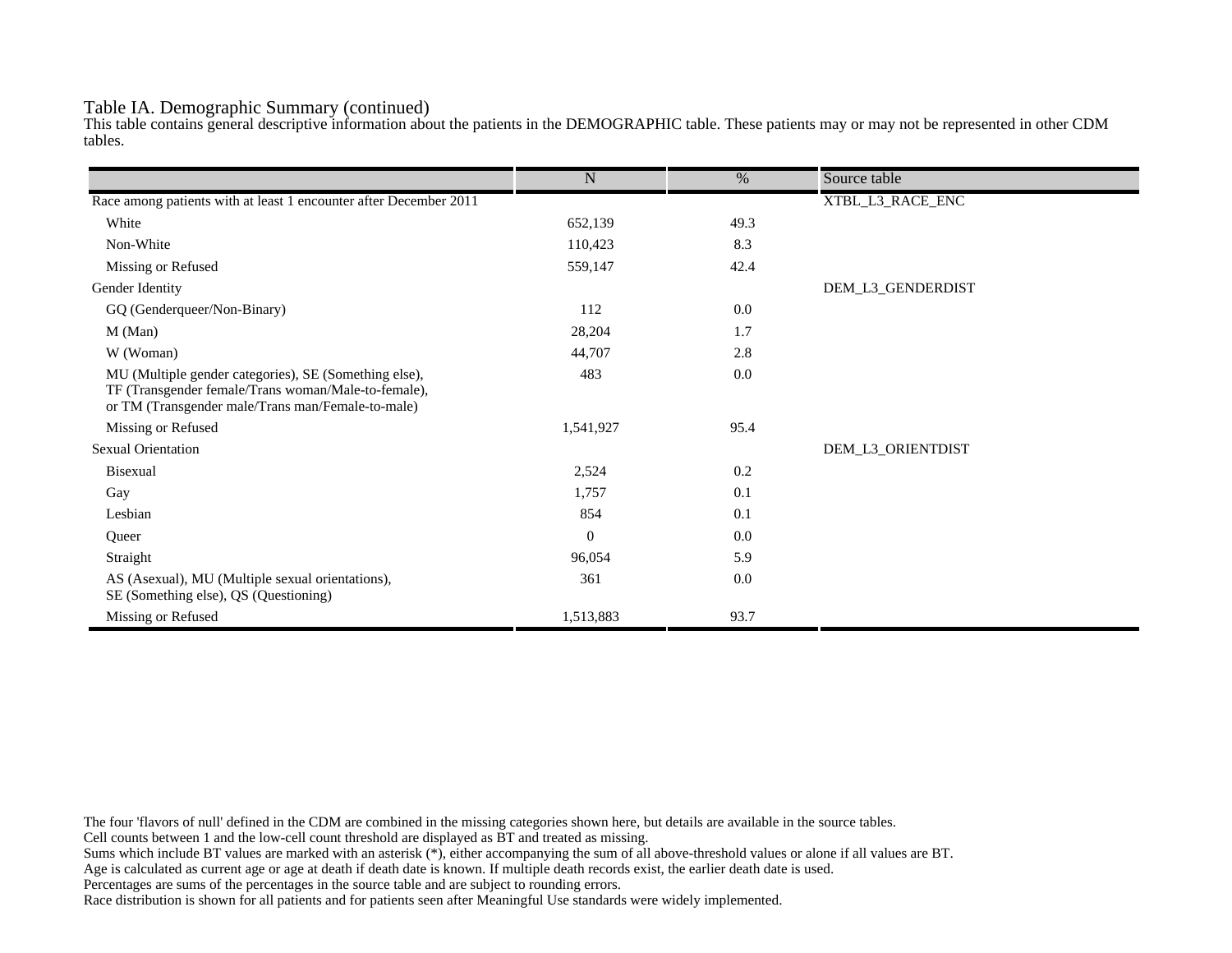## Table IA. Demographic Summary (continued)

This table contains general descriptive information about the patients in the DEMOGRAPHIC table. These patients may or may not be represented in other CDM tables.

| | N | % | Source table |
|---|---|---|---|
| Race among patients with at least 1 encounter after December 2011 | | | XTBL_L3_RACE_ENC |
| White | 652,139 | 49.3 | |
| Non-White | 110,423 | 8.3 | |
| Missing or Refused | 559,147 | 42.4 | |
| Gender Identity | | | DEM_L3_GENDERDIST |
| GQ (Genderqueer/Non-Binary) | 112 | 0.0 | |
| M (Man) | 28,204 | 1.7 | |
| W (Woman) | 44,707 | 2.8 | |
| MU (Multiple gender categories), SE (Something else), TF (Transgender female/Trans woman/Male-to-female), or TM (Transgender male/Trans man/Female-to-male) | 483 | 0.0 | |
| Missing or Refused | 1,541,927 | 95.4 | |
| Sexual Orientation | | | DEM_L3_ORIENTDIST |
| Bisexual | 2,524 | 0.2 | |
| Gay | 1,757 | 0.1 | |
| Lesbian | 854 | 0.1 | |
| Queer | 0 | 0.0 | |
| Straight | 96,054 | 5.9 | |
| AS (Asexual), MU (Multiple sexual orientations), SE (Something else), QS (Questioning) | 361 | 0.0 | |
| Missing or Refused | 1,513,883 | 93.7 | |

The four 'flavors of null' defined in the CDM are combined in the missing categories shown here, but details are available in the source tables.
Cell counts between 1 and the low-cell count threshold are displayed as BT and treated as missing.
Sums which include BT values are marked with an asterisk (*), either accompanying the sum of all above-threshold values or alone if all values are BT.
Age is calculated as current age or age at death if death date is known. If multiple death records exist, the earlier death date is used.
Percentages are sums of the percentages in the source table and are subject to rounding errors.
Race distribution is shown for all patients and for patients seen after Meaningful Use standards were widely implemented.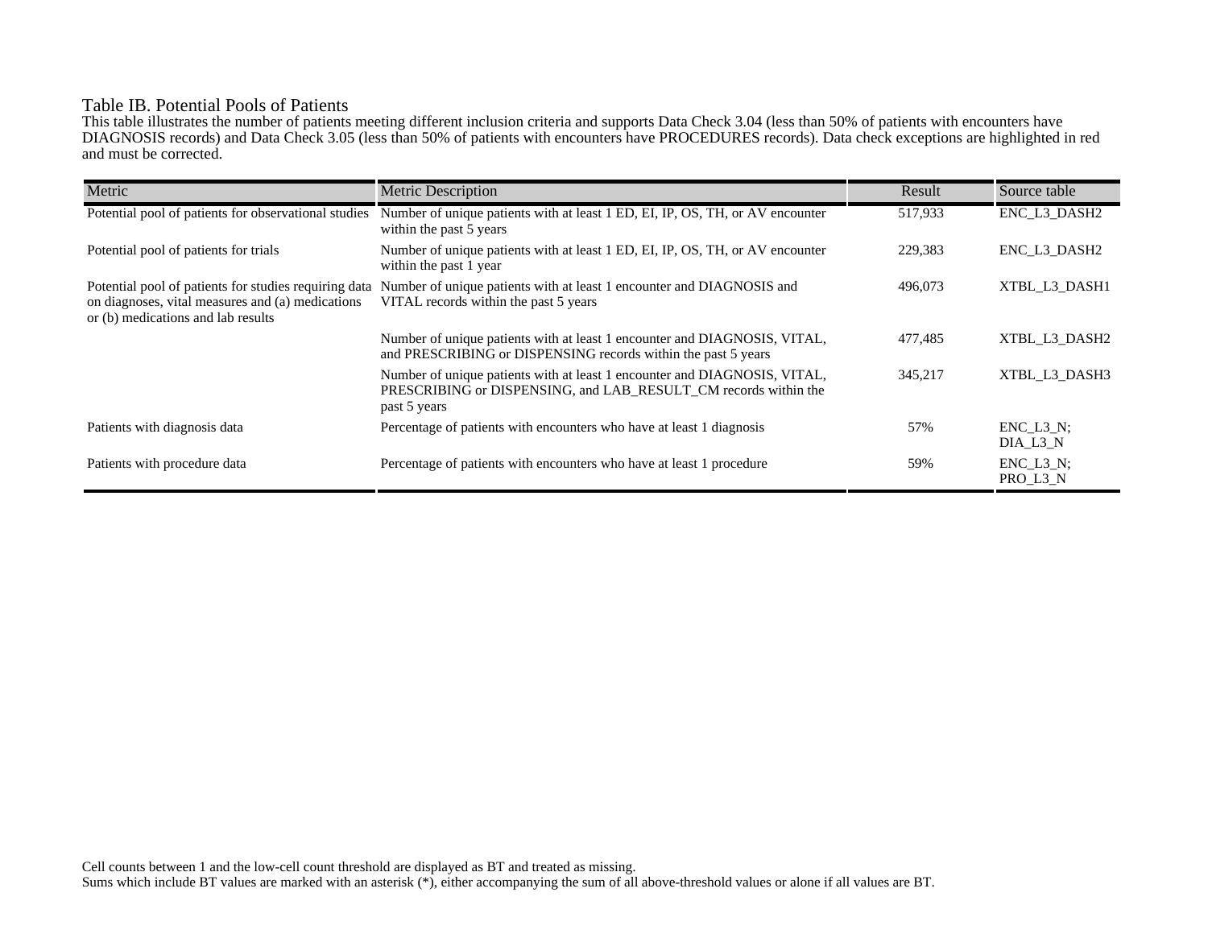## Table IB. Potential Pools of Patients

This table illustrates the number of patients meeting different inclusion criteria and supports Data Check 3.04 (less than 50% of patients with encounters have DIAGNOSIS records) and Data Check 3.05 (less than 50% of patients with encounters have PROCEDURES records). Data check exceptions are highlighted in red and must be corrected.

| Metric | Metric Description | Result | Source table |
|---|---|---|---|
| Potential pool of patients for observational studies | Number of unique patients with at least 1 ED, EI, IP, OS, TH, or AV encounter within the past 5 years | 517,933 | ENC_L3_DASH2 |
| Potential pool of patients for trials | Number of unique patients with at least 1 ED, EI, IP, OS, TH, or AV encounter within the past 1 year | 229,383 | ENC_L3_DASH2 |
| Potential pool of patients for studies requiring data on diagnoses, vital measures and (a) medications or (b) medications and lab results | Number of unique patients with at least 1 encounter and DIAGNOSIS and VITAL records within the past 5 years | 496,073 | XTBL_L3_DASH1 |
| | Number of unique patients with at least 1 encounter and DIAGNOSIS, VITAL, and PRESCRIBING or DISPENSING records within the past 5 years | 477,485 | XTBL_L3_DASH2 |
| | Number of unique patients with at least 1 encounter and DIAGNOSIS, VITAL, PRESCRIBING or DISPENSING, and LAB_RESULT_CM records within the past 5 years | 345,217 | XTBL_L3_DASH3 |
| Patients with diagnosis data | Percentage of patients with encounters who have at least 1 diagnosis | 57% | ENC_L3_N; DIA_L3_N |
| Patients with procedure data | Percentage of patients with encounters who have at least 1 procedure | 59% | ENC_L3_N; PRO_L3_N |

Cell counts between 1 and the low-cell count threshold are displayed as BT and treated as missing.
Sums which include BT values are marked with an asterisk (*), either accompanying the sum of all above-threshold values or alone if all values are BT.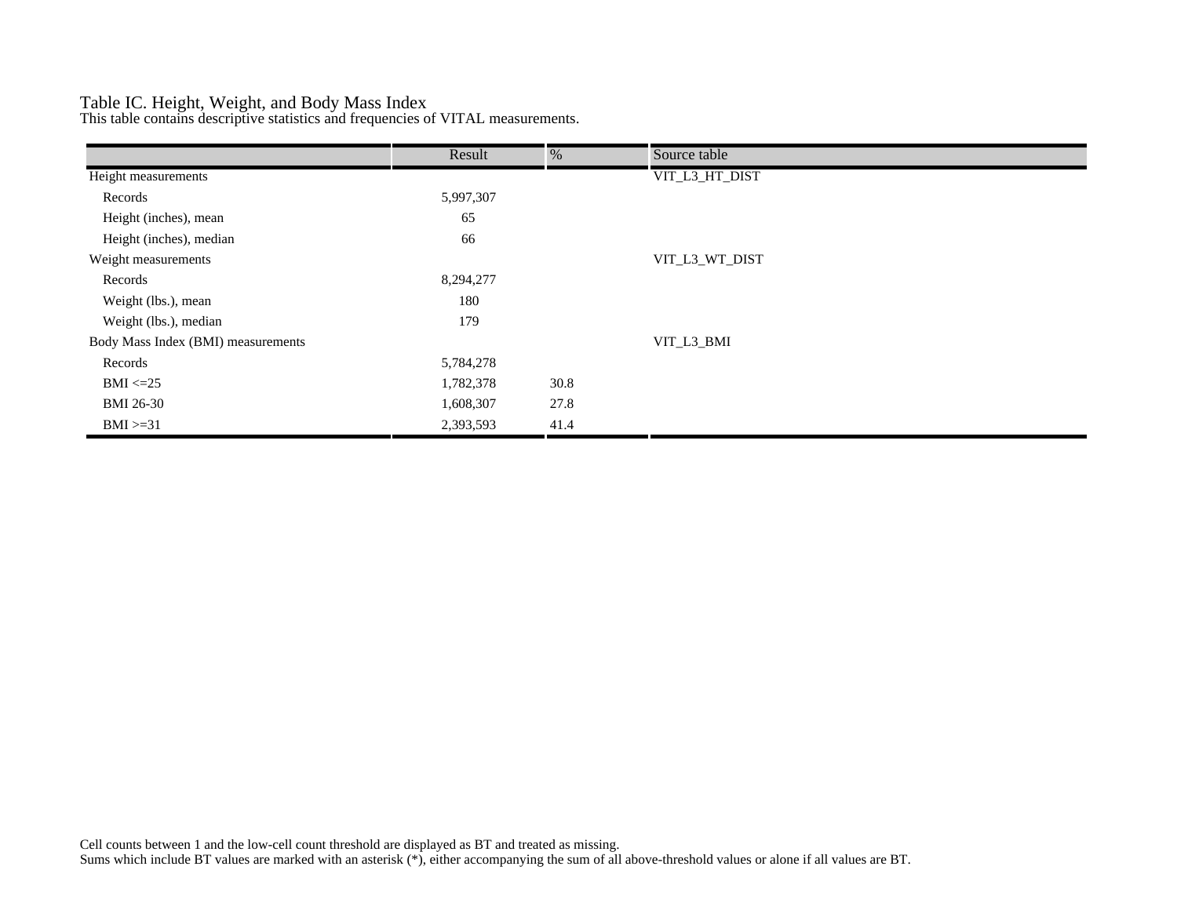## Table IC. Height, Weight, and Body Mass Index

This table contains descriptive statistics and frequencies of VITAL measurements.

| | Result | % | Source table |
|---|---|---|---|
| Height measurements | | | VIT_L3_HT_DIST |
| Records | 5,997,307 | | |
| Height (inches), mean | 65 | | |
| Height (inches), median | 66 | | |
| Weight measurements | | | VIT_L3_WT_DIST |
| Records | 8,294,277 | | |
| Weight (lbs.), mean | 180 | | |
| Weight (lbs.), median | 179 | | |
| Body Mass Index (BMI) measurements | | | VIT_L3_BMI |
| Records | 5,784,278 | | |
| BMI <=25 | 1,782,378 | 30.8 | |
| BMI 26-30 | 1,608,307 | 27.8 | |
| BMI >=31 | 2,393,593 | 41.4 | |

Cell counts between 1 and the low-cell count threshold are displayed as BT and treated as missing.
Sums which include BT values are marked with an asterisk (*), either accompanying the sum of all above-threshold values or alone if all values are BT.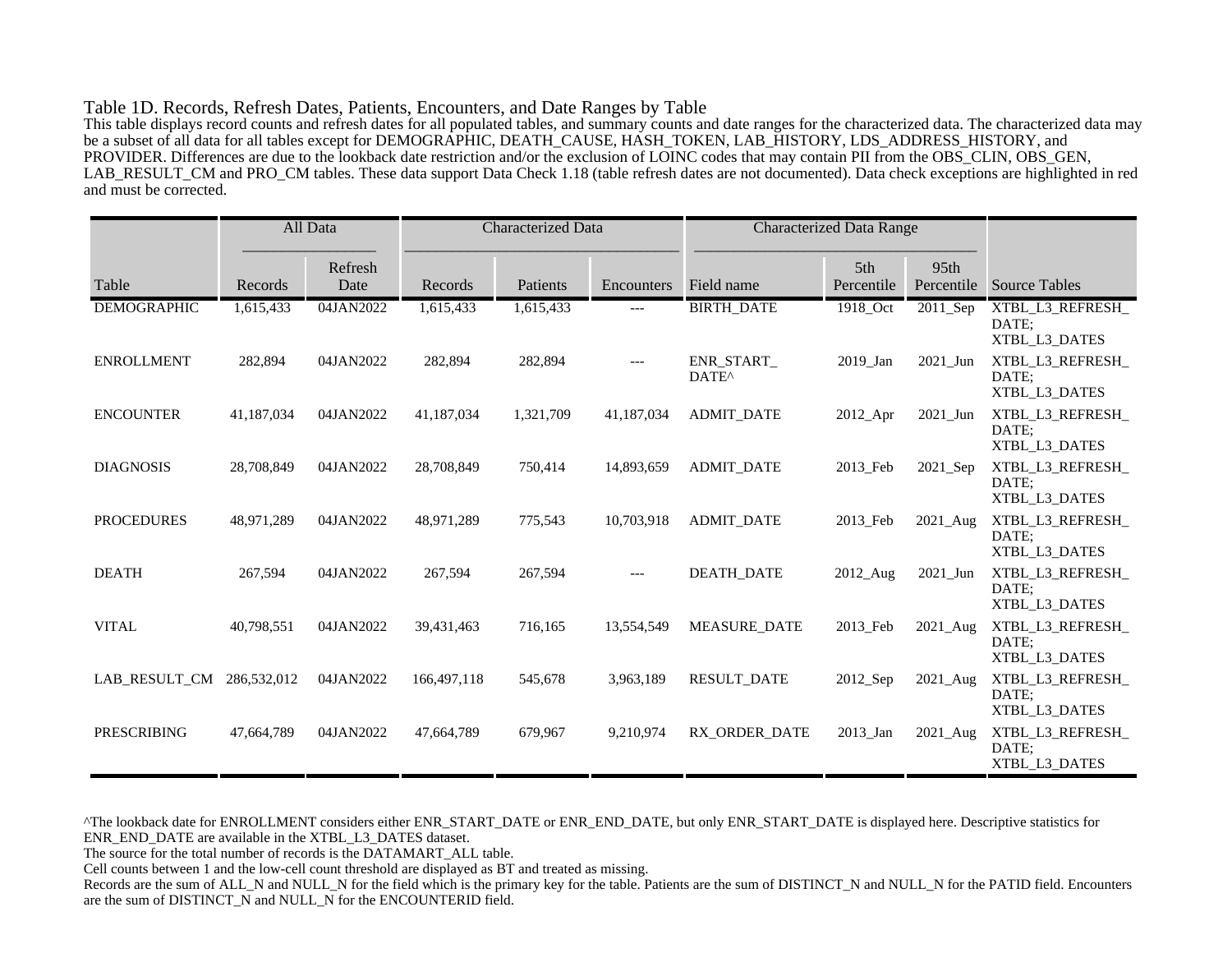### Table 1D. Records, Refresh Dates, Patients, Encounters, and Date Ranges by Table

This table displays record counts and refresh dates for all populated tables, and summary counts and date ranges for the characterized data. The characterized data may be a subset of all data for all tables except for DEMOGRAPHIC, DEATH_CAUSE, HASH_TOKEN, LAB_HISTORY, LDS_ADDRESS_HISTORY, and PROVIDER. Differences are due to the lookback date restriction and/or the exclusion of LOINC codes that may contain PII from the OBS_CLIN, OBS_GEN, LAB_RESULT_CM and PRO_CM tables. These data support Data Check 1.18 (table refresh dates are not documented). Data check exceptions are highlighted in red and must be corrected.

| | All Data | | Characterized Data | | | Characterized Data Range | | | |
|---|---|---|---|---|---|---|---|---|---|
| Table | Records | Refresh Date | Records | Patients | Encounters | Field name | 5th Percentile | 95th Percentile | Source Tables |
| DEMOGRAPHIC | 1,615,433 | 04JAN2022 | 1,615,433 | 1,615,433 | --- | BIRTH_DATE | 1918_Oct | 2011_Sep | XTBL_L3_REFRESH_DATE; XTBL_L3_DATES |
| ENROLLMENT | 282,894 | 04JAN2022 | 282,894 | 282,894 | --- | ENR_START_DATE^ | 2019_Jan | 2021_Jun | XTBL_L3_REFRESH_DATE; XTBL_L3_DATES |
| ENCOUNTER | 41,187,034 | 04JAN2022 | 41,187,034 | 1,321,709 | 41,187,034 | ADMIT_DATE | 2012_Apr | 2021_Jun | XTBL_L3_REFRESH_DATE; XTBL_L3_DATES |
| DIAGNOSIS | 28,708,849 | 04JAN2022 | 28,708,849 | 750,414 | 14,893,659 | ADMIT_DATE | 2013_Feb | 2021_Sep | XTBL_L3_REFRESH_DATE; XTBL_L3_DATES |
| PROCEDURES | 48,971,289 | 04JAN2022 | 48,971,289 | 775,543 | 10,703,918 | ADMIT_DATE | 2013_Feb | 2021_Aug | XTBL_L3_REFRESH_DATE; XTBL_L3_DATES |
| DEATH | 267,594 | 04JAN2022 | 267,594 | 267,594 | --- | DEATH_DATE | 2012_Aug | 2021_Jun | XTBL_L3_REFRESH_DATE; XTBL_L3_DATES |
| VITAL | 40,798,551 | 04JAN2022 | 39,431,463 | 716,165 | 13,554,549 | MEASURE_DATE | 2013_Feb | 2021_Aug | XTBL_L3_REFRESH_DATE; XTBL_L3_DATES |
| LAB_RESULT_CM | 286,532,012 | 04JAN2022 | 166,497,118 | 545,678 | 3,963,189 | RESULT_DATE | 2012_Sep | 2021_Aug | XTBL_L3_REFRESH_DATE; XTBL_L3_DATES |
| PRESCRIBING | 47,664,789 | 04JAN2022 | 47,664,789 | 679,967 | 9,210,974 | RX_ORDER_DATE | 2013_Jan | 2021_Aug | XTBL_L3_REFRESH_DATE; XTBL_L3_DATES |

^The lookback date for ENROLLMENT considers either ENR_START_DATE or ENR_END_DATE, but only ENR_START_DATE is displayed here. Descriptive statistics for ENR_END_DATE are available in the XTBL_L3_DATES dataset.

The source for the total number of records is the DATAMART_ALL table.

Cell counts between 1 and the low-cell count threshold are displayed as BT and treated as missing.

Records are the sum of ALL_N and NULL_N for the field which is the primary key for the table. Patients are the sum of DISTINCT_N and NULL_N for the PATID field. Encounters are the sum of DISTINCT_N and NULL_N for the ENCOUNTERID field.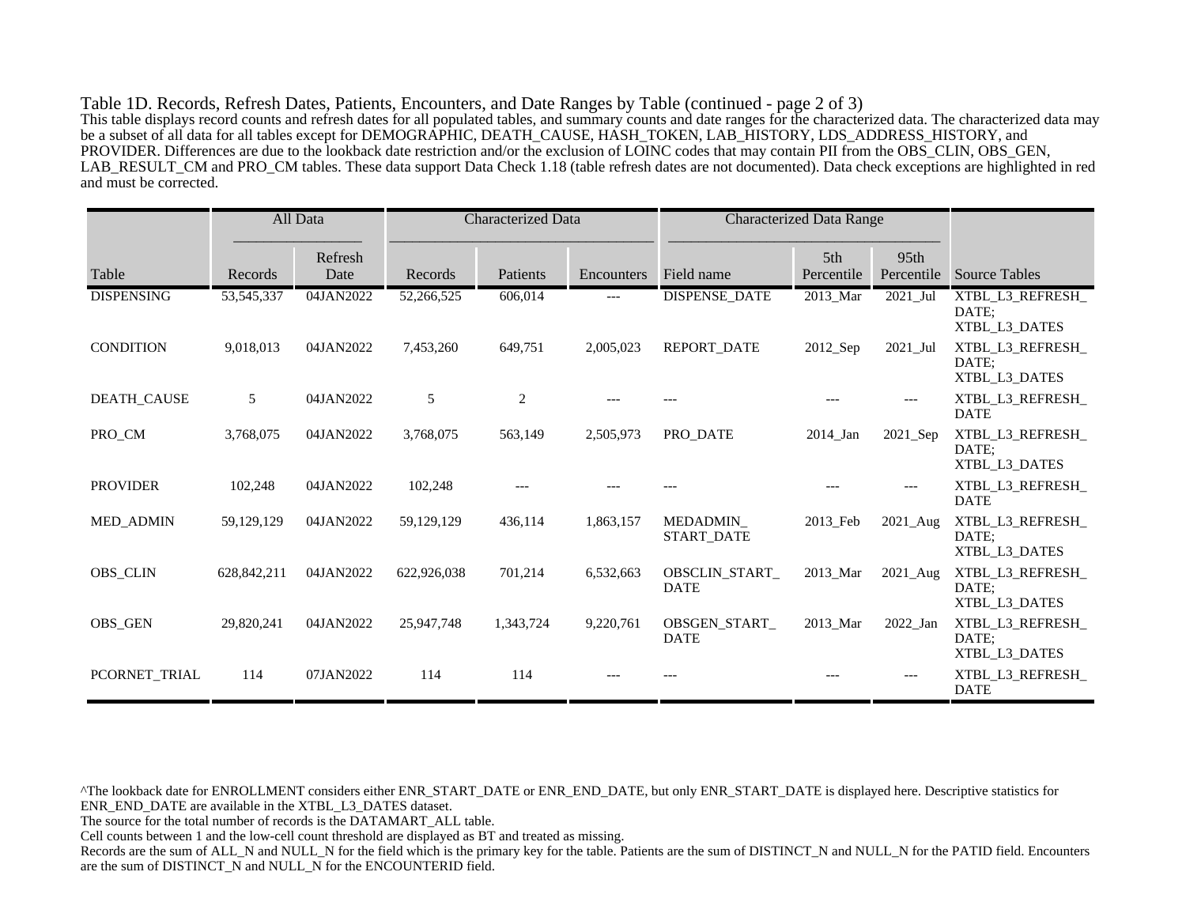Table 1D. Records, Refresh Dates, Patients, Encounters, and Date Ranges by Table (continued - page 2 of 3)

This table displays record counts and refresh dates for all populated tables, and summary counts and date ranges for the characterized data. The characterized data may be a subset of all data for all tables except for DEMOGRAPHIC, DEATH_CAUSE, HASH_TOKEN, LAB_HISTORY, LDS_ADDRESS_HISTORY, and PROVIDER. Differences are due to the lookback date restriction and/or the exclusion of LOINC codes that may contain PII from the OBS_CLIN, OBS_GEN, LAB_RESULT_CM and PRO_CM tables. These data support Data Check 1.18 (table refresh dates are not documented). Data check exceptions are highlighted in red and must be corrected.

| | All Data | | Characterized Data | | | Characterized Data Range | | | |
|---|---|---|---|---|---|---|---|---|---|
| Table | Records | Refresh Date | Records | Patients | Encounters | Field name | 5th Percentile | 95th Percentile | Source Tables |
| DISPENSING | 53,545,337 | 04JAN2022 | 52,266,525 | 606,014 | --- | DISPENSE_DATE | 2013_Mar | 2021_Jul | XTBL_L3_REFRESH_DATE; XTBL_L3_DATES |
| CONDITION | 9,018,013 | 04JAN2022 | 7,453,260 | 649,751 | 2,005,023 | REPORT_DATE | 2012_Sep | 2021_Jul | XTBL_L3_REFRESH_DATE; XTBL_L3_DATES |
| DEATH_CAUSE | 5 | 04JAN2022 | 5 | 2 | --- | --- | --- | --- | XTBL_L3_REFRESH_DATE |
| PRO_CM | 3,768,075 | 04JAN2022 | 3,768,075 | 563,149 | 2,505,973 | PRO_DATE | 2014_Jan | 2021_Sep | XTBL_L3_REFRESH_DATE; XTBL_L3_DATES |
| PROVIDER | 102,248 | 04JAN2022 | 102,248 | --- | --- | --- | --- | --- | XTBL_L3_REFRESH_DATE |
| MED_ADMIN | 59,129,129 | 04JAN2022 | 59,129,129 | 436,114 | 1,863,157 | MEDADMIN_START_DATE | 2013_Feb | 2021_Aug | XTBL_L3_REFRESH_DATE; XTBL_L3_DATES |
| OBS_CLIN | 628,842,211 | 04JAN2022 | 622,926,038 | 701,214 | 6,532,663 | OBSCLIN_START_DATE | 2013_Mar | 2021_Aug | XTBL_L3_REFRESH_DATE; XTBL_L3_DATES |
| OBS_GEN | 29,820,241 | 04JAN2022 | 25,947,748 | 1,343,724 | 9,220,761 | OBSGEN_START_DATE | 2013_Mar | 2022_Jan | XTBL_L3_REFRESH_DATE; XTBL_L3_DATES |
| PCORNET_TRIAL | 114 | 07JAN2022 | 114 | 114 | --- | --- | --- | --- | XTBL_L3_REFRESH_DATE |

^The lookback date for ENROLLMENT considers either ENR_START_DATE or ENR_END_DATE, but only ENR_START_DATE is displayed here. Descriptive statistics for ENR_END_DATE are available in the XTBL_L3_DATES dataset.

The source for the total number of records is the DATAMART_ALL table.

Cell counts between 1 and the low-cell count threshold are displayed as BT and treated as missing.

Records are the sum of ALL_N and NULL_N for the field which is the primary key for the table. Patients are the sum of DISTINCT_N and NULL_N for the PATID field. Encounters are the sum of DISTINCT_N and NULL_N for the ENCOUNTERID field.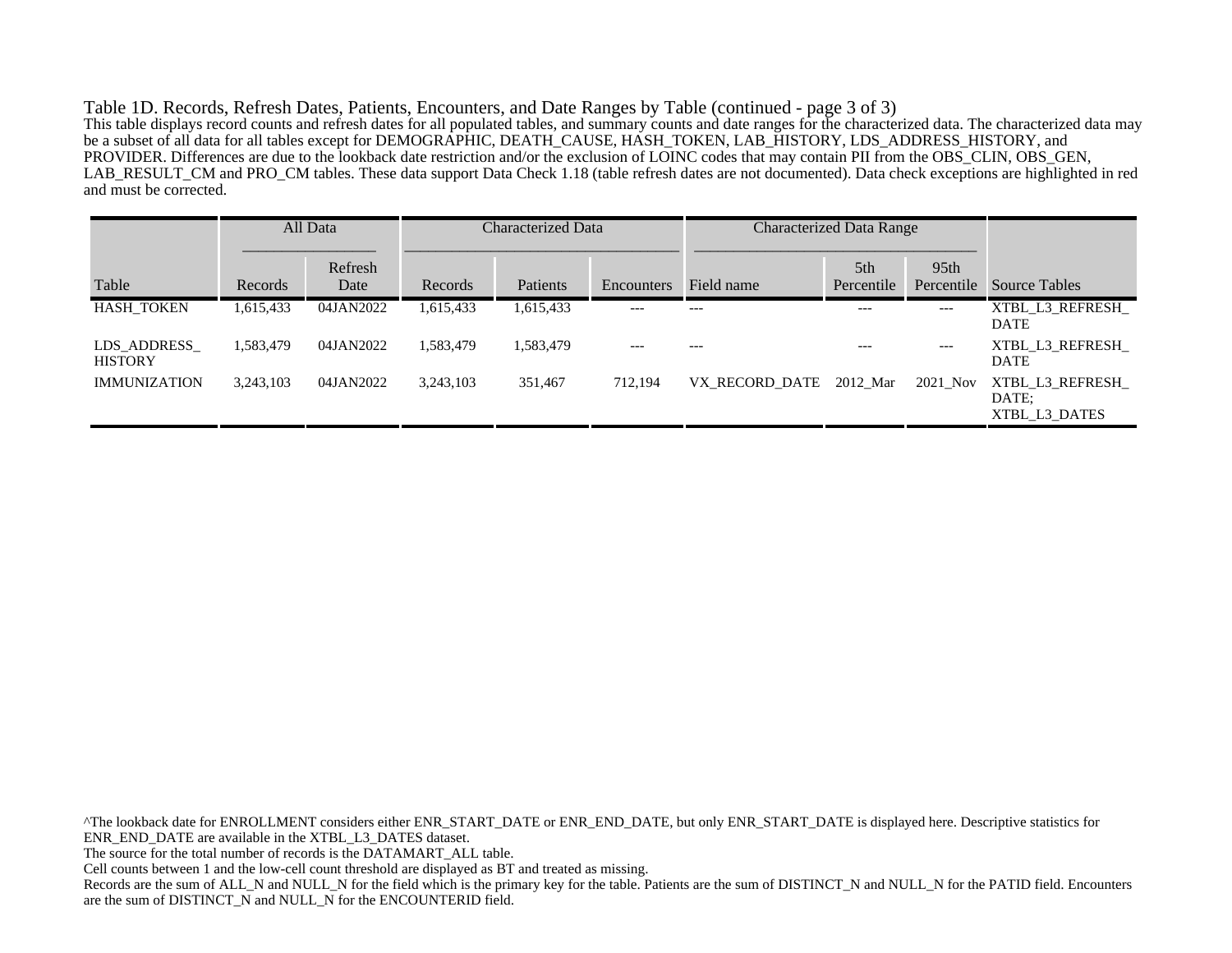Table 1D. Records, Refresh Dates, Patients, Encounters, and Date Ranges by Table (continued - page 3 of 3)

This table displays record counts and refresh dates for all populated tables, and summary counts and date ranges for the characterized data. The characterized data may be a subset of all data for all tables except for DEMOGRAPHIC, DEATH_CAUSE, HASH_TOKEN, LAB_HISTORY, LDS_ADDRESS_HISTORY, and PROVIDER. Differences are due to the lookback date restriction and/or the exclusion of LOINC codes that may contain PII from the OBS_CLIN, OBS_GEN, LAB_RESULT_CM and PRO_CM tables. These data support Data Check 1.18 (table refresh dates are not documented). Data check exceptions are highlighted in red and must be corrected.

| | All Data | | Characterized Data | | | Characterized Data Range | | | |
|---|---|---|---|---|---|---|---|---|---|
| Table | Records | Refresh Date | Records | Patients | Encounters | Field name | 5th Percentile | 95th Percentile | Source Tables |
| HASH_TOKEN | 1,615,433 | 04JAN2022 | 1,615,433 | 1,615,433 | --- | --- | --- | --- | XTBL_L3_REFRESH_DATE |
| LDS_ADDRESS_HISTORY | 1,583,479 | 04JAN2022 | 1,583,479 | 1,583,479 | --- | --- | --- | --- | XTBL_L3_REFRESH_DATE |
| IMMUNIZATION | 3,243,103 | 04JAN2022 | 3,243,103 | 351,467 | 712,194 | VX_RECORD_DATE | 2012_Mar | 2021_Nov | XTBL_L3_REFRESH_DATE; XTBL_L3_DATES |

^The lookback date for ENROLLMENT considers either ENR_START_DATE or ENR_END_DATE, but only ENR_START_DATE is displayed here. Descriptive statistics for ENR_END_DATE are available in the XTBL_L3_DATES dataset.

The source for the total number of records is the DATAMART_ALL table.

Cell counts between 1 and the low-cell count threshold are displayed as BT and treated as missing.

Records are the sum of ALL_N and NULL_N for the field which is the primary key for the table. Patients are the sum of DISTINCT_N and NULL_N for the PATID field. Encounters are the sum of DISTINCT_N and NULL_N for the ENCOUNTERID field.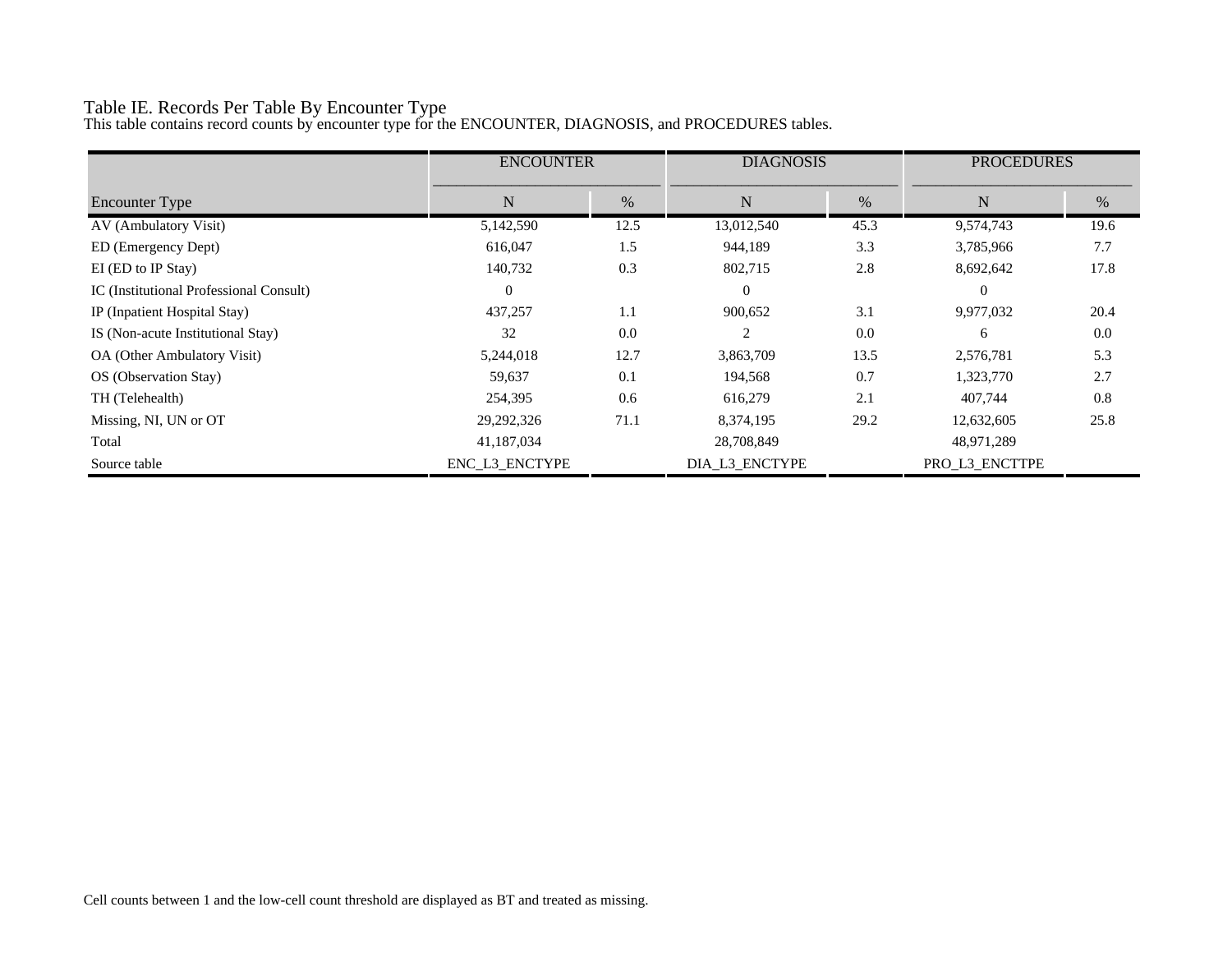Table IE. Records Per Table By Encounter Type

This table contains record counts by encounter type for the ENCOUNTER, DIAGNOSIS, and PROCEDURES tables.

| | ENCOUNTER | | DIAGNOSIS | | PROCEDURES | |
|---|---|---|---|---|---|---|
| Encounter Type | N | % | N | % | N | % |
| AV (Ambulatory Visit) | 5,142,590 | 12.5 | 13,012,540 | 45.3 | 9,574,743 | 19.6 |
| ED (Emergency Dept) | 616,047 | 1.5 | 944,189 | 3.3 | 3,785,966 | 7.7 |
| EI (ED to IP Stay) | 140,732 | 0.3 | 802,715 | 2.8 | 8,692,642 | 17.8 |
| IC (Institutional Professional Consult) | 0 | | 0 | | 0 | |
| IP (Inpatient Hospital Stay) | 437,257 | 1.1 | 900,652 | 3.1 | 9,977,032 | 20.4 |
| IS (Non-acute Institutional Stay) | 32 | 0.0 | 2 | 0.0 | 6 | 0.0 |
| OA (Other Ambulatory Visit) | 5,244,018 | 12.7 | 3,863,709 | 13.5 | 2,576,781 | 5.3 |
| OS (Observation Stay) | 59,637 | 0.1 | 194,568 | 0.7 | 1,323,770 | 2.7 |
| TH (Telehealth) | 254,395 | 0.6 | 616,279 | 2.1 | 407,744 | 0.8 |
| Missing, NI, UN or OT | 29,292,326 | 71.1 | 8,374,195 | 29.2 | 12,632,605 | 25.8 |
| Total | 41,187,034 | | 28,708,849 | | 48,971,289 | |
| Source table | ENC_L3_ENCTYPE | | DIA_L3_ENCTYPE | | PRO_L3_ENCTTPE | |

Cell counts between 1 and the low-cell count threshold are displayed as BT and treated as missing.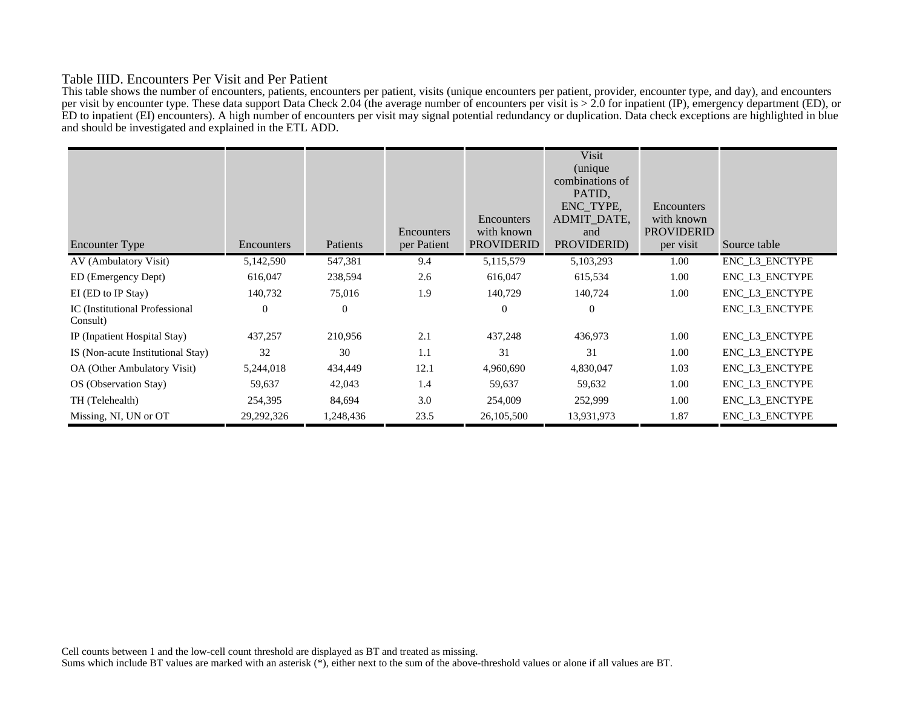## Table IIID. Encounters Per Visit and Per Patient

This table shows the number of encounters, patients, encounters per patient, visits (unique encounters per patient, provider, encounter type, and day), and encounters per visit by encounter type. These data support Data Check 2.04 (the average number of encounters per visit is > 2.0 for inpatient (IP), emergency department (ED), or ED to inpatient (EI) encounters). A high number of encounters per visit may signal potential redundancy or duplication. Data check exceptions are highlighted in blue and should be investigated and explained in the ETL ADD.

| Encounter Type | Encounters | Patients | Encounters per Patient | Encounters with known PROVIDERID | Visit (unique combinations of PATID, ENC_TYPE, ADMIT_DATE, and PROVIDERID) | Encounters with known PROVIDERID per visit | Source table |
|---|---|---|---|---|---|---|---|
| AV (Ambulatory Visit) | 5,142,590 | 547,381 | 9.4 | 5,115,579 | 5,103,293 | 1.00 | ENC_L3_ENCTYPE |
| ED (Emergency Dept) | 616,047 | 238,594 | 2.6 | 616,047 | 615,534 | 1.00 | ENC_L3_ENCTYPE |
| EI (ED to IP Stay) | 140,732 | 75,016 | 1.9 | 140,729 | 140,724 | 1.00 | ENC_L3_ENCTYPE |
| IC (Institutional Professional Consult) | 0 | 0 | | 0 | 0 | | ENC_L3_ENCTYPE |
| IP (Inpatient Hospital Stay) | 437,257 | 210,956 | 2.1 | 437,248 | 436,973 | 1.00 | ENC_L3_ENCTYPE |
| IS (Non-acute Institutional Stay) | 32 | 30 | 1.1 | 31 | 31 | 1.00 | ENC_L3_ENCTYPE |
| OA (Other Ambulatory Visit) | 5,244,018 | 434,449 | 12.1 | 4,960,690 | 4,830,047 | 1.03 | ENC_L3_ENCTYPE |
| OS (Observation Stay) | 59,637 | 42,043 | 1.4 | 59,637 | 59,632 | 1.00 | ENC_L3_ENCTYPE |
| TH (Telehealth) | 254,395 | 84,694 | 3.0 | 254,009 | 252,999 | 1.00 | ENC_L3_ENCTYPE |
| Missing, NI, UN or OT | 29,292,326 | 1,248,436 | 23.5 | 26,105,500 | 13,931,973 | 1.87 | ENC_L3_ENCTYPE |

Cell counts between 1 and the low-cell count threshold are displayed as BT and treated as missing.
Sums which include BT values are marked with an asterisk (*), either next to the sum of the above-threshold values or alone if all values are BT.